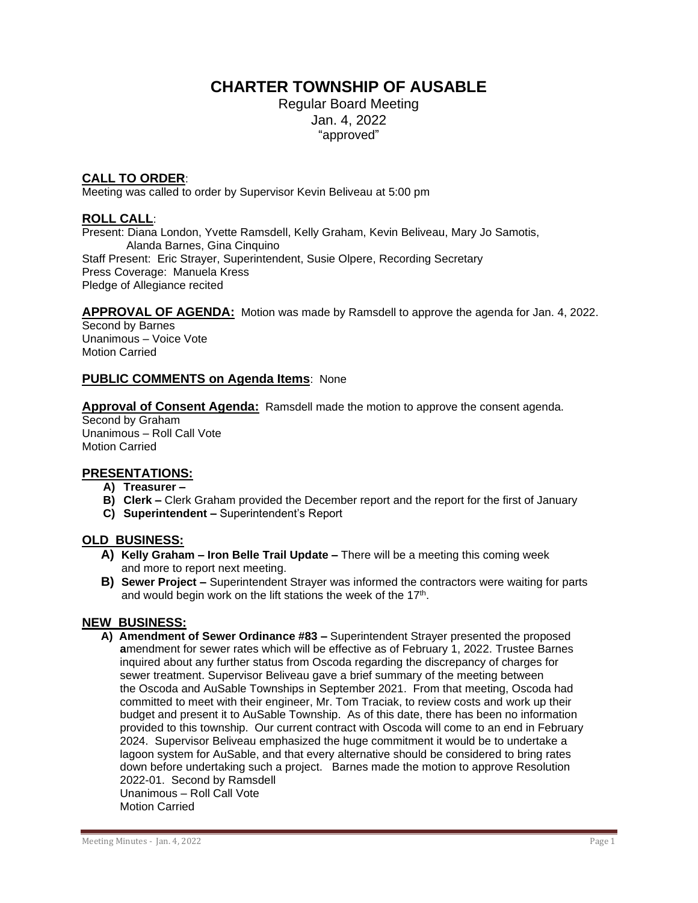# CHARTER TOWNSHIP OF AUSABLE

Regular Board Meeting
Jan. 4, 2022
"approved"

## CALL TO ORDER:

Meeting was called to order by Supervisor Kevin Beliveau at 5:00 pm

## ROLL CALL:

Present: Diana London, Yvette Ramsdell, Kelly Graham, Kevin Beliveau, Mary Jo Samotis, Alanda Barnes, Gina Cinquino
Staff Present: Eric Strayer, Superintendent, Susie Olpere, Recording Secretary
Press Coverage: Manuela Kress
Pledge of Allegiance recited

**APPROVAL OF AGENDA:** Motion was made by Ramsdell to approve the agenda for Jan. 4, 2022.
Second by Barnes
Unanimous – Voice Vote
Motion Carried

**PUBLIC COMMENTS on Agenda Items**: None

**Approval of Consent Agenda:** Ramsdell made the motion to approve the consent agenda.
Second by Graham
Unanimous – Roll Call Vote
Motion Carried

## PRESENTATIONS:

- **A) Treasurer –**
- **B) Clerk –** Clerk Graham provided the December report and the report for the first of January
- **C) Superintendent –** Superintendent's Report

## OLD BUSINESS:

- **A) Kelly Graham – Iron Belle Trail Update –** There will be a meeting this coming week and more to report next meeting.
- **B) Sewer Project –** Superintendent Strayer was informed the contractors were waiting for parts and would begin work on the lift stations the week of the 17th.

## NEW BUSINESS:

- **A) Amendment of Sewer Ordinance #83 –** Superintendent Strayer presented the proposed **a**mendment for sewer rates which will be effective as of February 1, 2022. Trustee Barnes inquired about any further status from Oscoda regarding the discrepancy of charges for sewer treatment. Supervisor Beliveau gave a brief summary of the meeting between the Oscoda and AuSable Townships in September 2021. From that meeting, Oscoda had committed to meet with their engineer, Mr. Tom Traciak, to review costs and work up their budget and present it to AuSable Township. As of this date, there has been no information provided to this township. Our current contract with Oscoda will come to an end in February 2024. Supervisor Beliveau emphasized the huge commitment it would be to undertake a lagoon system for AuSable, and that every alternative should be considered to bring rates down before undertaking such a project. Barnes made the motion to approve Resolution 2022-01. Second by Ramsdell
  Unanimous – Roll Call Vote
  Motion Carried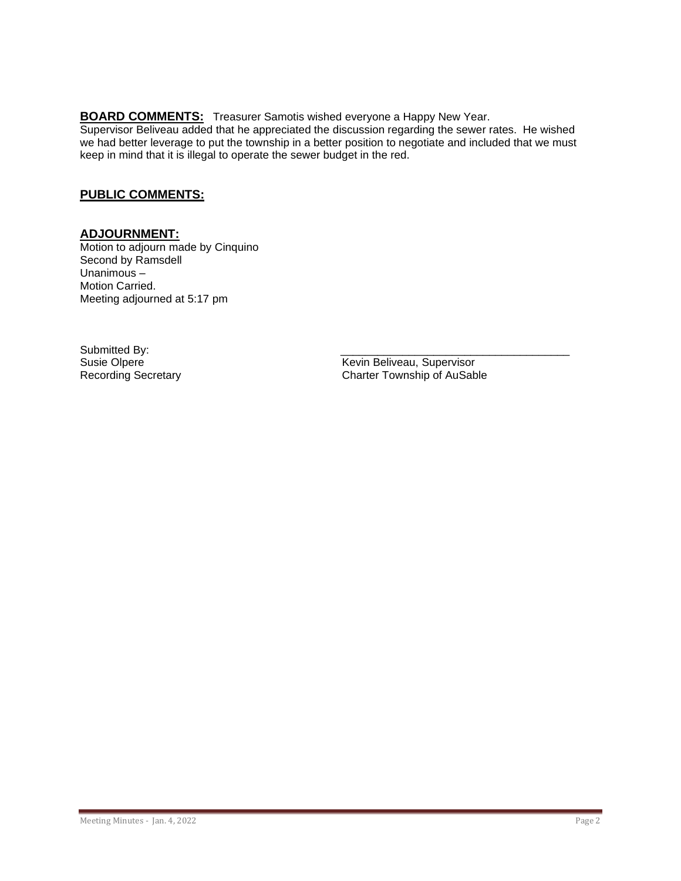**BOARD COMMENTS:** Treasurer Samotis wished everyone a Happy New Year.
Supervisor Beliveau added that he appreciated the discussion regarding the sewer rates. He wished we had better leverage to put the township in a better position to negotiate and included that we must keep in mind that it is illegal to operate the sewer budget in the red.

**PUBLIC COMMENTS:**

**ADJOURNMENT:**
Motion to adjourn made by Cinquino
Second by Ramsdell
Unanimous –
Motion Carried.
Meeting adjourned at 5:17 pm

Submitted By:
Susie Olpere
Recording Secretary

_______________________________________
Kevin Beliveau, Supervisor
Charter Township of AuSable